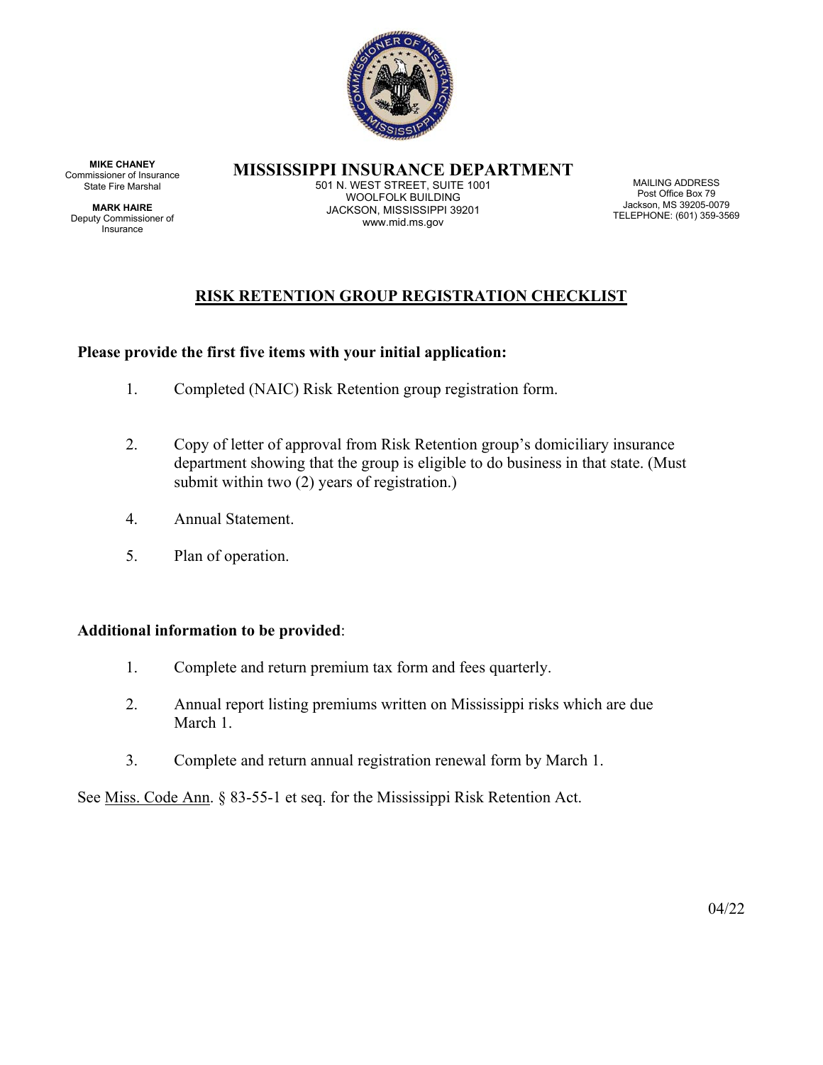**MIKE CHANEY**
Commissioner of Insurance
State Fire Marshal

**MARK HAIRE**
Deputy Commissioner of Insurance

# MISSISSIPPI INSURANCE DEPARTMENT

501 N. WEST STREET, SUITE 1001
WOOLFOLK BUILDING
JACKSON, MISSISSIPPI 39201
www.mid.ms.gov

MAILING ADDRESS
Post Office Box 79
Jackson, MS 39205-0079
TELEPHONE: (601) 359-3569

## RISK RETENTION GROUP REGISTRATION CHECKLIST

**Please provide the first five items with your initial application:**

1. Completed (NAIC) Risk Retention group registration form.

2. Copy of letter of approval from Risk Retention group's domiciliary insurance department showing that the group is eligible to do business in that state. (Must submit within two (2) years of registration.)

4. Annual Statement.

5. Plan of operation.

**Additional information to be provided**:

1. Complete and return premium tax form and fees quarterly.

2. Annual report listing premiums written on Mississippi risks which are due March 1.

3. Complete and return annual registration renewal form by March 1.

See Miss. Code Ann. § 83-55-1 et seq. for the Mississippi Risk Retention Act.

04/22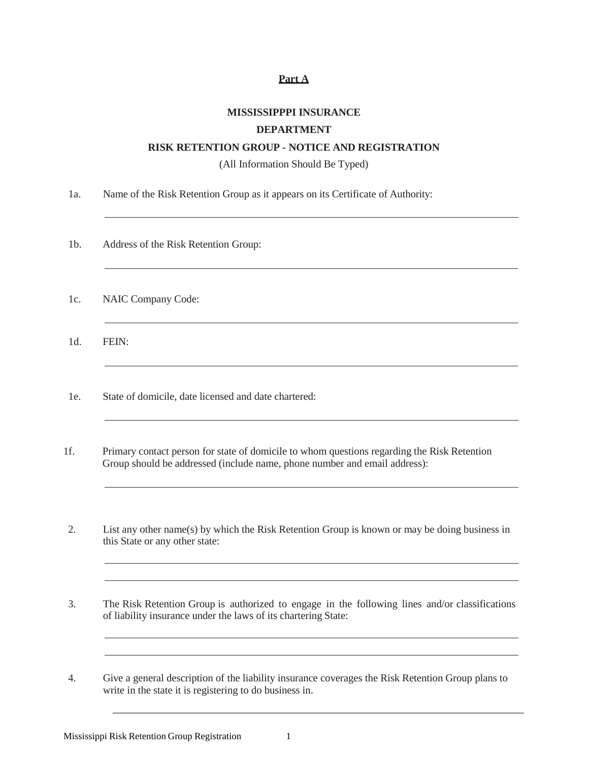**Part A**

**MISSISSIPPPI INSURANCE**

**DEPARTMENT**

**RISK RETENTION GROUP - NOTICE AND REGISTRATION**

(All Information Should Be Typed)

1a. Name of the Risk Retention Group as it appears on its Certificate of Authority:

______________________________________________________________________

1b. Address of the Risk Retention Group:

______________________________________________________________________

1c. NAIC Company Code:

______________________________________________________________________

1d. FEIN:

______________________________________________________________________

1e. State of domicile, date licensed and date chartered:

______________________________________________________________________

1f. Primary contact person for state of domicile to whom questions regarding the Risk Retention Group should be addressed (include name, phone number and email address):

______________________________________________________________________

2. List any other name(s) by which the Risk Retention Group is known or may be doing business in this State or any other state:

______________________________________________________________________

______________________________________________________________________

3. The Risk Retention Group is authorized to engage in the following lines and/or classifications of liability insurance under the laws of its chartering State:

______________________________________________________________________

______________________________________________________________________

4. Give a general description of the liability insurance coverages the Risk Retention Group plans to write in the state it is registering to do business in.

______________________________________________________________________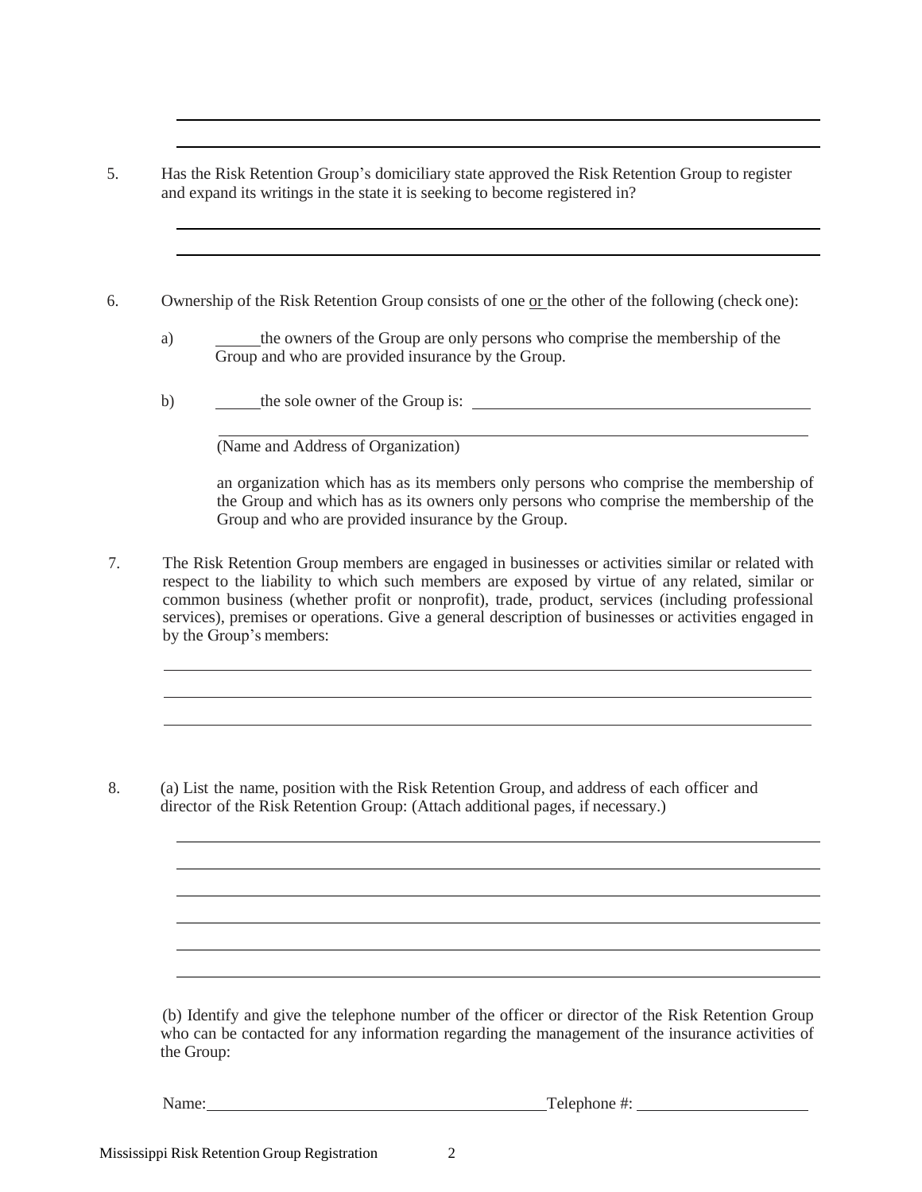5. Has the Risk Retention Group's domiciliary state approved the Risk Retention Group to register and expand its writings in the state it is seeking to become registered in?

\_\_\_\_\_\_\_\_\_\_\_\_\_\_\_\_\_\_\_\_\_\_\_\_\_\_\_\_\_\_\_\_\_\_\_\_\_\_\_\_\_\_\_\_\_\_\_\_\_\_\_\_\_\_\_\_\_\_\_\_\_\_\_\_\_\_\_\_\_\_\_\_

\_\_\_\_\_\_\_\_\_\_\_\_\_\_\_\_\_\_\_\_\_\_\_\_\_\_\_\_\_\_\_\_\_\_\_\_\_\_\_\_\_\_\_\_\_\_\_\_\_\_\_\_\_\_\_\_\_\_\_\_\_\_\_\_\_\_\_\_\_\_\_\_

6. Ownership of the Risk Retention Group consists of one <u>or</u> the other of the following (check one):

   a) \_\_\_\_\_\_ the owners of the Group are only persons who comprise the membership of the Group and who are provided insurance by the Group.

   b) \_\_\_\_\_\_ the sole owner of the Group is: \_\_\_\_\_\_\_\_\_\_\_\_\_\_\_\_\_\_\_\_\_\_\_\_\_\_\_\_\_\_\_\_\_\_\_\_\_\_\_\_

   \_\_\_\_\_\_\_\_\_\_\_\_\_\_\_\_\_\_\_\_\_\_\_\_\_\_\_\_\_\_\_\_\_\_\_\_\_\_\_\_\_\_\_\_\_\_\_\_\_\_\_\_\_\_\_\_\_\_\_\_\_\_\_\_\_\_
   (Name and Address of Organization)

   an organization which has as its members only persons who comprise the membership of the Group and which has as its owners only persons who comprise the membership of the Group and who are provided insurance by the Group.

7. The Risk Retention Group members are engaged in businesses or activities similar or related with respect to the liability to which such members are exposed by virtue of any related, similar or common business (whether profit or nonprofit), trade, product, services (including professional services), premises or operations. Give a general description of businesses or activities engaged in by the Group's members:

\_\_\_\_\_\_\_\_\_\_\_\_\_\_\_\_\_\_\_\_\_\_\_\_\_\_\_\_\_\_\_\_\_\_\_\_\_\_\_\_\_\_\_\_\_\_\_\_\_\_\_\_\_\_\_\_\_\_\_\_\_\_\_\_\_\_\_\_\_\_\_\_

\_\_\_\_\_\_\_\_\_\_\_\_\_\_\_\_\_\_\_\_\_\_\_\_\_\_\_\_\_\_\_\_\_\_\_\_\_\_\_\_\_\_\_\_\_\_\_\_\_\_\_\_\_\_\_\_\_\_\_\_\_\_\_\_\_\_\_\_\_\_\_\_

\_\_\_\_\_\_\_\_\_\_\_\_\_\_\_\_\_\_\_\_\_\_\_\_\_\_\_\_\_\_\_\_\_\_\_\_\_\_\_\_\_\_\_\_\_\_\_\_\_\_\_\_\_\_\_\_\_\_\_\_\_\_\_\_\_\_\_\_\_\_\_\_

8. (a) List the name, position with the Risk Retention Group, and address of each officer and director of the Risk Retention Group: (Attach additional pages, if necessary.)

\_\_\_\_\_\_\_\_\_\_\_\_\_\_\_\_\_\_\_\_\_\_\_\_\_\_\_\_\_\_\_\_\_\_\_\_\_\_\_\_\_\_\_\_\_\_\_\_\_\_\_\_\_\_\_\_\_\_\_\_\_\_\_\_\_\_\_\_\_\_\_\_

\_\_\_\_\_\_\_\_\_\_\_\_\_\_\_\_\_\_\_\_\_\_\_\_\_\_\_\_\_\_\_\_\_\_\_\_\_\_\_\_\_\_\_\_\_\_\_\_\_\_\_\_\_\_\_\_\_\_\_\_\_\_\_\_\_\_\_\_\_\_\_\_

\_\_\_\_\_\_\_\_\_\_\_\_\_\_\_\_\_\_\_\_\_\_\_\_\_\_\_\_\_\_\_\_\_\_\_\_\_\_\_\_\_\_\_\_\_\_\_\_\_\_\_\_\_\_\_\_\_\_\_\_\_\_\_\_\_\_\_\_\_\_\_\_

\_\_\_\_\_\_\_\_\_\_\_\_\_\_\_\_\_\_\_\_\_\_\_\_\_\_\_\_\_\_\_\_\_\_\_\_\_\_\_\_\_\_\_\_\_\_\_\_\_\_\_\_\_\_\_\_\_\_\_\_\_\_\_\_\_\_\_\_\_\_\_\_

\_\_\_\_\_\_\_\_\_\_\_\_\_\_\_\_\_\_\_\_\_\_\_\_\_\_\_\_\_\_\_\_\_\_\_\_\_\_\_\_\_\_\_\_\_\_\_\_\_\_\_\_\_\_\_\_\_\_\_\_\_\_\_\_\_\_\_\_\_\_\_\_

\_\_\_\_\_\_\_\_\_\_\_\_\_\_\_\_\_\_\_\_\_\_\_\_\_\_\_\_\_\_\_\_\_\_\_\_\_\_\_\_\_\_\_\_\_\_\_\_\_\_\_\_\_\_\_\_\_\_\_\_\_\_\_\_\_\_\_\_\_\_\_\_

   (b) Identify and give the telephone number of the officer or director of the Risk Retention Group who can be contacted for any information regarding the management of the insurance activities of the Group:

   Name: \_\_\_\_\_\_\_\_\_\_\_\_\_\_\_\_\_\_\_\_\_\_\_\_\_\_\_\_\_\_\_\_\_\_\_\_\_\_\_\_ Telephone #: \_\_\_\_\_\_\_\_\_\_\_\_\_\_\_\_\_\_\_\_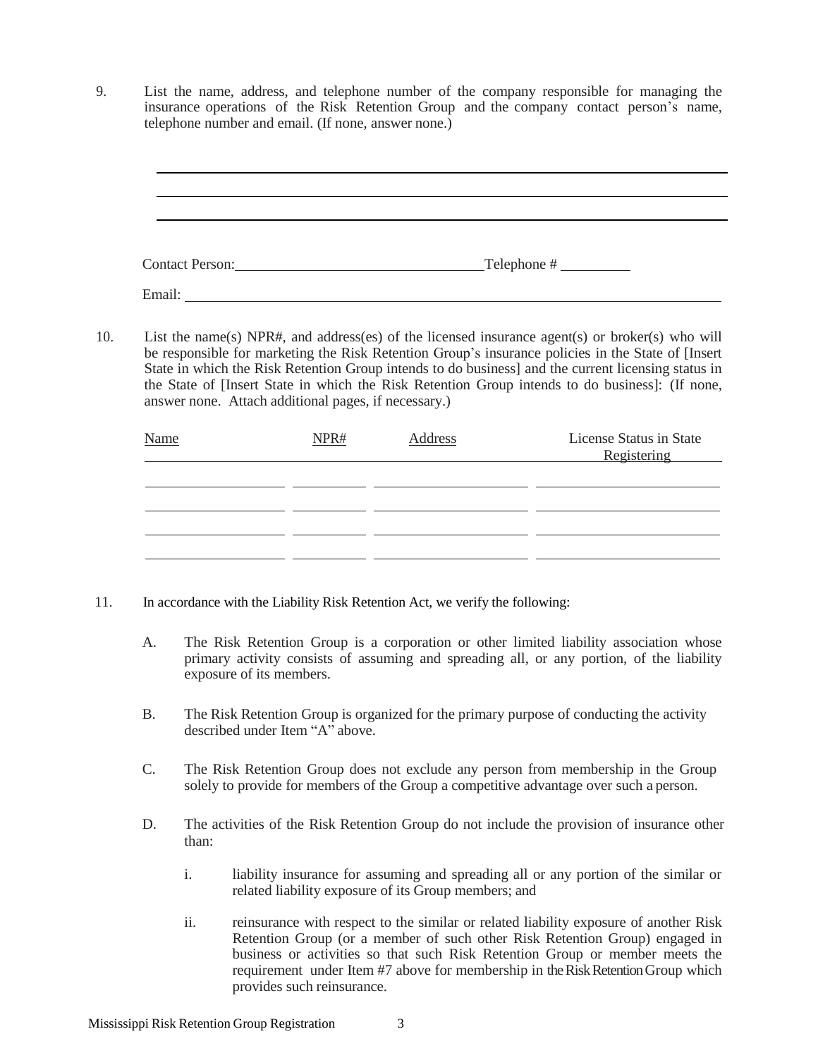9. List the name, address, and telephone number of the company responsible for managing the insurance operations of the Risk Retention Group and the company contact person's name, telephone number and email. (If none, answer none.)

______________________________________________________________________

______________________________________________________________________

______________________________________________________________________

Contact Person: ______________________________ Telephone # __________

Email: ______________________________________________________________

10. List the name(s) NPR#, and address(es) of the licensed insurance agent(s) or broker(s) who will be responsible for marketing the Risk Retention Group's insurance policies in the State of [Insert State in which the Risk Retention Group intends to do business] and the current licensing status in the State of [Insert State in which the Risk Retention Group intends to do business]: (If none, answer none. Attach additional pages, if necessary.)

| Name | NPR# | Address | License Status in State Registering |
|---|---|---|---|
| | | | |
| | | | |
| | | | |
| | | | |

11. In accordance with the Liability Risk Retention Act, we verify the following:

    A. The Risk Retention Group is a corporation or other limited liability association whose primary activity consists of assuming and spreading all, or any portion, of the liability exposure of its members.

    B. The Risk Retention Group is organized for the primary purpose of conducting the activity described under Item "A" above.

    C. The Risk Retention Group does not exclude any person from membership in the Group solely to provide for members of the Group a competitive advantage over such a person.

    D. The activities of the Risk Retention Group do not include the provision of insurance other than:

        i. liability insurance for assuming and spreading all or any portion of the similar or related liability exposure of its Group members; and

        ii. reinsurance with respect to the similar or related liability exposure of another Risk Retention Group (or a member of such other Risk Retention Group) engaged in business or activities so that such Risk Retention Group or member meets the requirement under Item #7 above for membership in the Risk Retention Group which provides such reinsurance.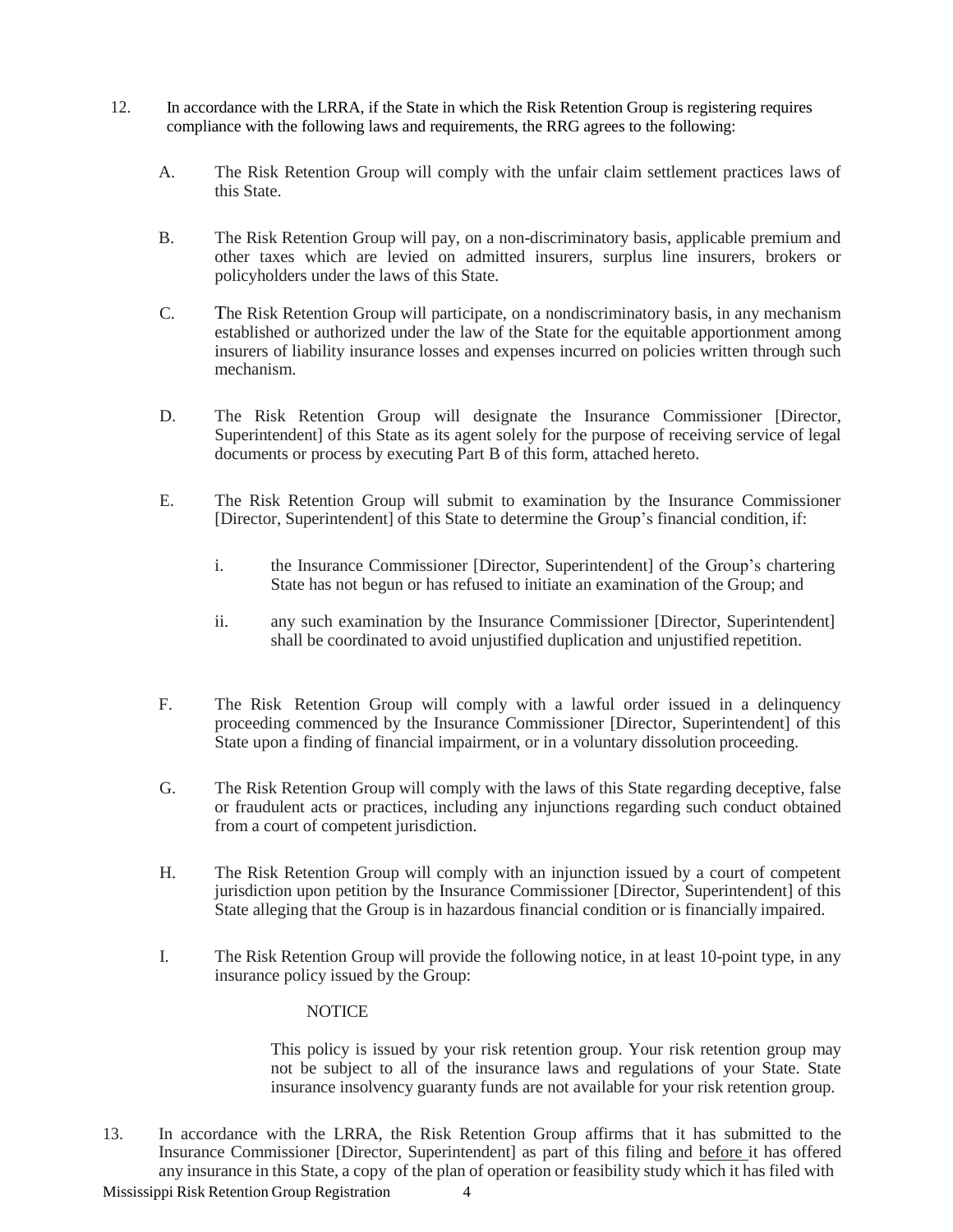12. In accordance with the LRRA, if the State in which the Risk Retention Group is registering requires compliance with the following laws and requirements, the RRG agrees to the following:

    A. The Risk Retention Group will comply with the unfair claim settlement practices laws of this State.

    B. The Risk Retention Group will pay, on a non-discriminatory basis, applicable premium and other taxes which are levied on admitted insurers, surplus line insurers, brokers or policyholders under the laws of this State.

    C. The Risk Retention Group will participate, on a nondiscriminatory basis, in any mechanism established or authorized under the law of the State for the equitable apportionment among insurers of liability insurance losses and expenses incurred on policies written through such mechanism.

    D. The Risk Retention Group will designate the Insurance Commissioner [Director, Superintendent] of this State as its agent solely for the purpose of receiving service of legal documents or process by executing Part B of this form, attached hereto.

    E. The Risk Retention Group will submit to examination by the Insurance Commissioner [Director, Superintendent] of this State to determine the Group's financial condition, if:

        i. the Insurance Commissioner [Director, Superintendent] of the Group's chartering State has not begun or has refused to initiate an examination of the Group; and

        ii. any such examination by the Insurance Commissioner [Director, Superintendent] shall be coordinated to avoid unjustified duplication and unjustified repetition.

    F. The Risk Retention Group will comply with a lawful order issued in a delinquency proceeding commenced by the Insurance Commissioner [Director, Superintendent] of this State upon a finding of financial impairment, or in a voluntary dissolution proceeding.

    G. The Risk Retention Group will comply with the laws of this State regarding deceptive, false or fraudulent acts or practices, including any injunctions regarding such conduct obtained from a court of competent jurisdiction.

    H. The Risk Retention Group will comply with an injunction issued by a court of competent jurisdiction upon petition by the Insurance Commissioner [Director, Superintendent] of this State alleging that the Group is in hazardous financial condition or is financially impaired.

    I. The Risk Retention Group will provide the following notice, in at least 10-point type, in any insurance policy issued by the Group:

        NOTICE

        This policy is issued by your risk retention group. Your risk retention group may not be subject to all of the insurance laws and regulations of your State. State insurance insolvency guaranty funds are not available for your risk retention group.

13. In accordance with the LRRA, the Risk Retention Group affirms that it has submitted to the Insurance Commissioner [Director, Superintendent] as part of this filing and <u>before</u> it has offered any insurance in this State, a copy of the plan of operation or feasibility study which it has filed with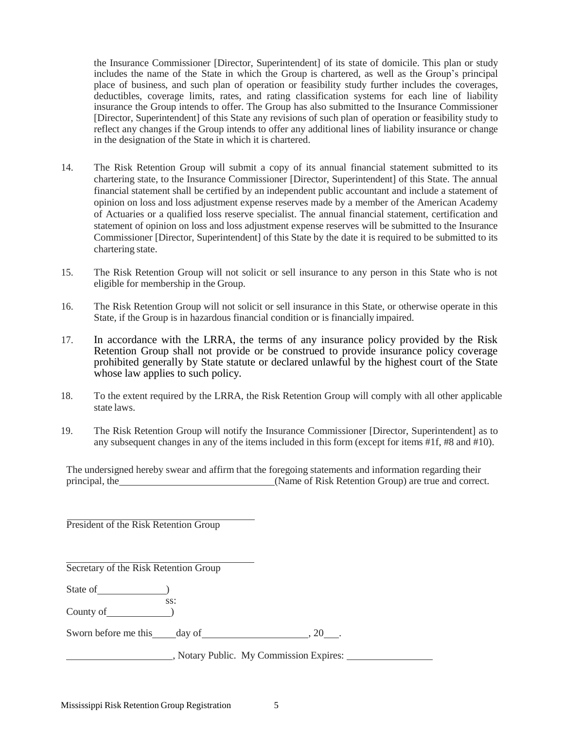the Insurance Commissioner [Director, Superintendent] of its state of domicile. This plan or study includes the name of the State in which the Group is chartered, as well as the Group's principal place of business, and such plan of operation or feasibility study further includes the coverages, deductibles, coverage limits, rates, and rating classification systems for each line of liability insurance the Group intends to offer. The Group has also submitted to the Insurance Commissioner [Director, Superintendent] of this State any revisions of such plan of operation or feasibility study to reflect any changes if the Group intends to offer any additional lines of liability insurance or change in the designation of the State in which it is chartered.

14. The Risk Retention Group will submit a copy of its annual financial statement submitted to its chartering state, to the Insurance Commissioner [Director, Superintendent] of this State. The annual financial statement shall be certified by an independent public accountant and include a statement of opinion on loss and loss adjustment expense reserves made by a member of the American Academy of Actuaries or a qualified loss reserve specialist. The annual financial statement, certification and statement of opinion on loss and loss adjustment expense reserves will be submitted to the Insurance Commissioner [Director, Superintendent] of this State by the date it is required to be submitted to its chartering state.

15. The Risk Retention Group will not solicit or sell insurance to any person in this State who is not eligible for membership in the Group.

16. The Risk Retention Group will not solicit or sell insurance in this State, or otherwise operate in this State, if the Group is in hazardous financial condition or is financially impaired.

17. In accordance with the LRRA, the terms of any insurance policy provided by the Risk Retention Group shall not provide or be construed to provide insurance policy coverage prohibited generally by State statute or declared unlawful by the highest court of the State whose law applies to such policy.

18. To the extent required by the LRRA, the Risk Retention Group will comply with all other applicable state laws.

19. The Risk Retention Group will notify the Insurance Commissioner [Director, Superintendent] as to any subsequent changes in any of the items included in this form (except for items #1f, #8 and #10).

The undersigned hereby swear and affirm that the foregoing statements and information regarding their principal, the ______________________________ (Name of Risk Retention Group) are true and correct.

______________________________________
President of the Risk Retention Group

______________________________________
Secretary of the Risk Retention Group

State of ____________)
ss:
County of ___________)

Sworn before me this _____ day of _____________________, 20___.

_____________________, Notary Public. My Commission Expires: _________________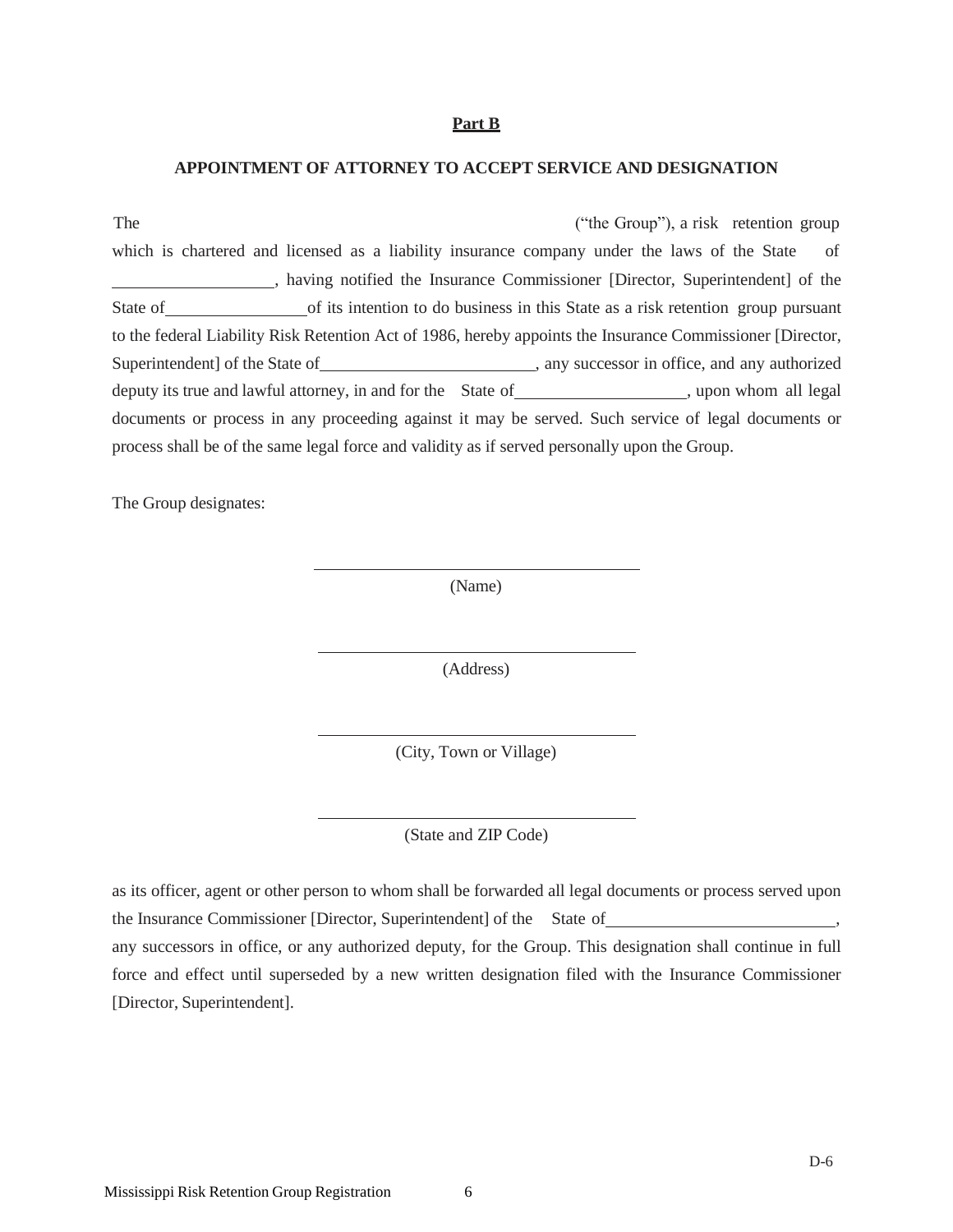**Part B**

**APPOINTMENT OF ATTORNEY TO ACCEPT SERVICE AND DESIGNATION**

The ("the Group"), a risk retention group which is chartered and licensed as a liability insurance company under the laws of the State of \_\_\_\_\_\_\_\_\_\_\_\_\_\_\_\_\_\_, having notified the Insurance Commissioner [Director, Superintendent] of the State of \_\_\_\_\_\_\_\_\_\_\_\_\_\_\_\_ of its intention to do business in this State as a risk retention group pursuant to the federal Liability Risk Retention Act of 1986, hereby appoints the Insurance Commissioner [Director, Superintendent] of the State of \_\_\_\_\_\_\_\_\_\_\_\_\_\_\_\_\_\_\_\_\_\_\_\_, any successor in office, and any authorized deputy its true and lawful attorney, in and for the State of \_\_\_\_\_\_\_\_\_\_\_\_\_\_\_\_\_\_\_, upon whom all legal documents or process in any proceeding against it may be served. Such service of legal documents or process shall be of the same legal force and validity as if served personally upon the Group.

The Group designates:

\_\_\_\_\_\_\_\_\_\_\_\_\_\_\_\_\_\_\_\_\_\_\_\_\_\_\_\_\_\_\_\_\_\_\_\_
(Name)

\_\_\_\_\_\_\_\_\_\_\_\_\_\_\_\_\_\_\_\_\_\_\_\_\_\_\_\_\_\_\_\_\_\_\_\_
(Address)

\_\_\_\_\_\_\_\_\_\_\_\_\_\_\_\_\_\_\_\_\_\_\_\_\_\_\_\_\_\_\_\_\_\_\_\_
(City, Town or Village)

\_\_\_\_\_\_\_\_\_\_\_\_\_\_\_\_\_\_\_\_\_\_\_\_\_\_\_\_\_\_\_\_\_\_\_\_
(State and ZIP Code)

as its officer, agent or other person to whom shall be forwarded all legal documents or process served upon the Insurance Commissioner [Director, Superintendent] of the State of \_\_\_\_\_\_\_\_\_\_\_\_\_\_\_\_\_\_\_\_\_\_\_\_\_\_, any successors in office, or any authorized deputy, for the Group. This designation shall continue in full force and effect until superseded by a new written designation filed with the Insurance Commissioner [Director, Superintendent].

D-6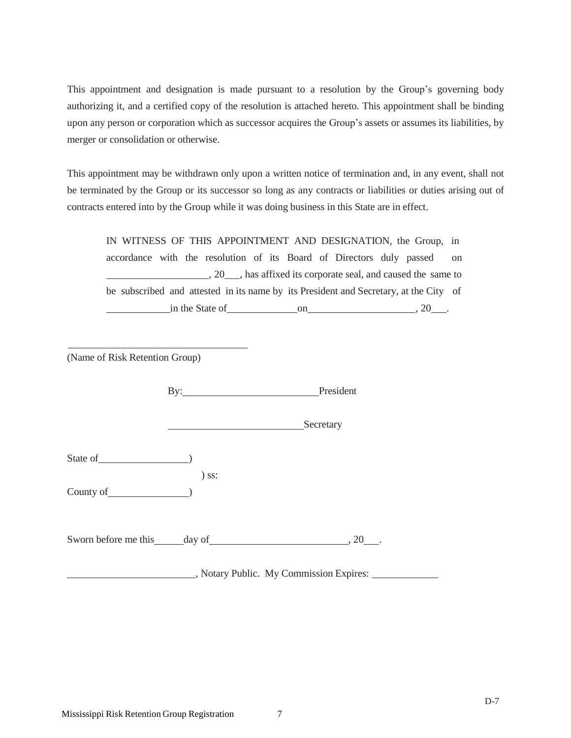This appointment and designation is made pursuant to a resolution by the Group's governing body authorizing it, and a certified copy of the resolution is attached hereto. This appointment shall be binding upon any person or corporation which as successor acquires the Group's assets or assumes its liabilities, by merger or consolidation or otherwise.

This appointment may be withdrawn only upon a written notice of termination and, in any event, shall not be terminated by the Group or its successor so long as any contracts or liabilities or duties arising out of contracts entered into by the Group while it was doing business in this State are in effect.

> IN WITNESS OF THIS APPOINTMENT AND DESIGNATION, the Group, in accordance with the resolution of its Board of Directors duly passed on \_\_\_\_\_\_\_\_\_\_\_\_\_\_\_\_\_\_\_\_, 20\_\_\_, has affixed its corporate seal, and caused the same to be subscribed and attested in its name by its President and Secretary, at the City of \_\_\_\_\_\_\_\_\_\_\_\_ in the State of \_\_\_\_\_\_\_\_\_\_\_\_\_\_ on \_\_\_\_\_\_\_\_\_\_\_\_\_\_\_\_\_\_\_\_\_, 20\_\_\_.

\_\_\_\_\_\_\_\_\_\_\_\_\_\_\_\_\_\_\_\_\_\_\_\_\_\_\_\_\_\_\_\_\_\_\_\_
(Name of Risk Retention Group)

By: \_\_\_\_\_\_\_\_\_\_\_\_\_\_\_\_\_\_\_\_\_\_\_\_\_\_\_ President

\_\_\_\_\_\_\_\_\_\_\_\_\_\_\_\_\_\_\_\_\_\_\_\_\_\_\_ Secretary

State of \_\_\_\_\_\_\_\_\_\_\_\_\_\_\_\_\_)
) ss:
County of \_\_\_\_\_\_\_\_\_\_\_\_\_\_\_\_)

Sworn before me this \_\_\_\_\_\_ day of \_\_\_\_\_\_\_\_\_\_\_\_\_\_\_\_\_\_\_\_\_\_\_\_\_\_\_\_, 20\_\_\_.

\_\_\_\_\_\_\_\_\_\_\_\_\_\_\_\_\_\_\_\_\_\_\_\_\_\_, Notary Public. My Commission Expires: \_\_\_\_\_\_\_\_\_\_\_\_\_

D-7